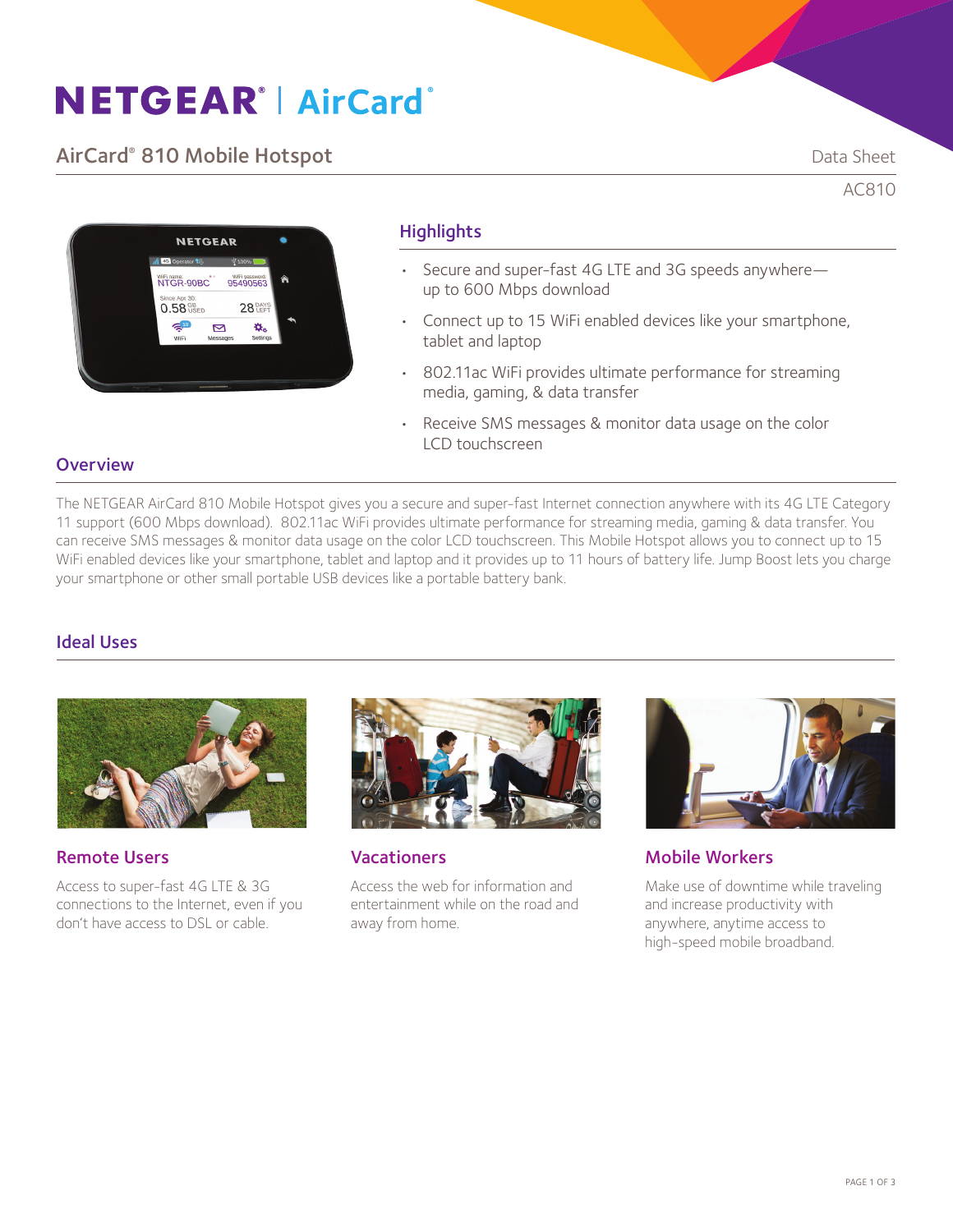# NETGEAR® | AirCard®

## AirCard® 810 Mobile Hotspot

Data Sheet

AC810

## Highlights

- Secure and super-fast 4G LTE and 3G speeds anywhere—up to 600 Mbps download
- Connect up to 15 WiFi enabled devices like your smartphone, tablet and laptop
- 802.11ac WiFi provides ultimate performance for streaming media, gaming, & data transfer
- Receive SMS messages & monitor data usage on the color LCD touchscreen

## Overview

The NETGEAR AirCard 810 Mobile Hotspot gives you a secure and super-fast Internet connection anywhere with its 4G LTE Category 11 support (600 Mbps download). 802.11ac WiFi provides ultimate performance for streaming media, gaming & data transfer. You can receive SMS messages & monitor data usage on the color LCD touchscreen. This Mobile Hotspot allows you to connect up to 15 WiFi enabled devices like your smartphone, tablet and laptop and it provides up to 11 hours of battery life. Jump Boost lets you charge your smartphone or other small portable USB devices like a portable battery bank.

## Ideal Uses

### Remote Users

Access to super-fast 4G LTE & 3G connections to the Internet, even if you don't have access to DSL or cable.

### Vacationers

Access the web for information and entertainment while on the road and away from home.

### Mobile Workers

Make use of downtime while traveling and increase productivity with anywhere, anytime access to high-speed mobile broadband.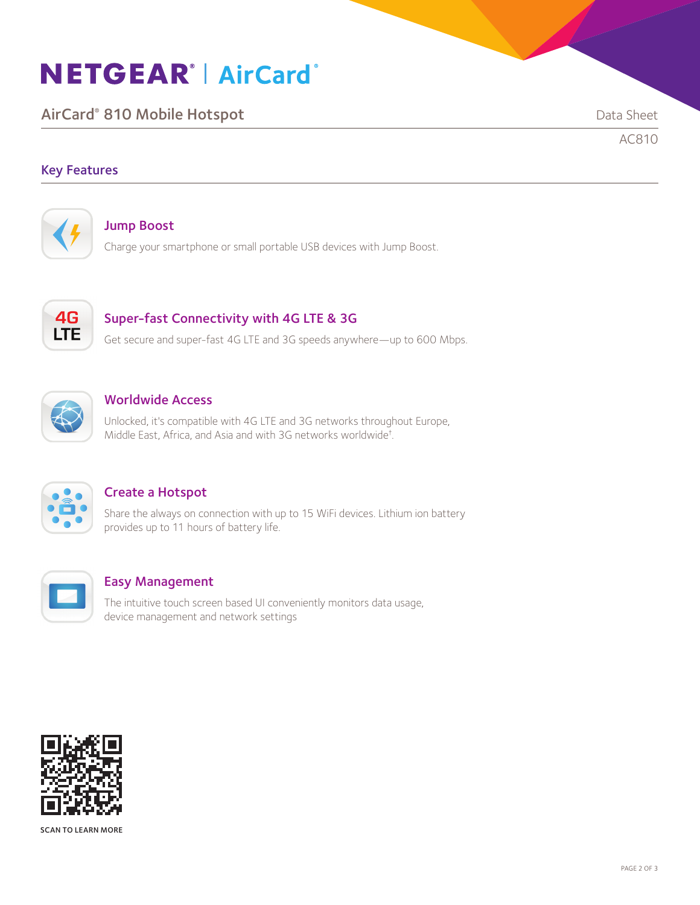# NETGEAR® | AirCard®

## AirCard® 810 Mobile Hotspot

Data Sheet

AC810

## Key Features

### Jump Boost

Charge your smartphone or small portable USB devices with Jump Boost.

### Super-fast Connectivity with 4G LTE & 3G

Get secure and super-fast 4G LTE and 3G speeds anywhere—up to 600 Mbps.

### Worldwide Access

Unlocked, it's compatible with 4G LTE and 3G networks throughout Europe, Middle East, Africa, and Asia and with 3G networks worldwide†.

### Create a Hotspot

Share the always on connection with up to 15 WiFi devices. Lithium ion battery provides up to 11 hours of battery life.

### Easy Management

The intuitive touch screen based UI conveniently monitors data usage, device management and network settings

SCAN TO LEARN MORE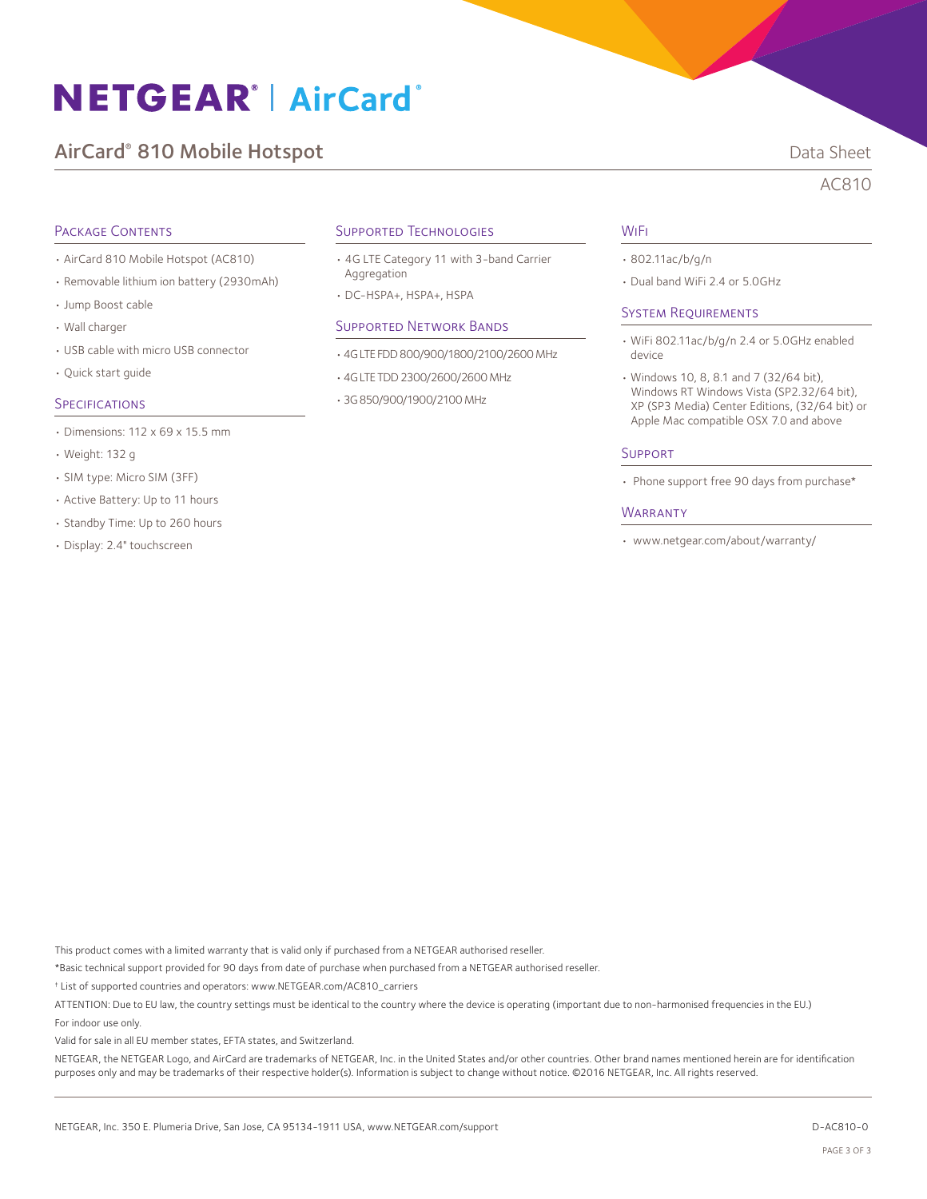# NETGEAR® | AirCard®

## AirCard® 810 Mobile Hotspot

Data Sheet

AC810

### Package Contents

- AirCard 810 Mobile Hotspot (AC810)
- Removable lithium ion battery (2930mAh)
- Jump Boost cable
- Wall charger
- USB cable with micro USB connector
- Quick start guide

### Specifications

- Dimensions: 112 x 69 x 15.5 mm
- Weight: 132 g
- SIM type: Micro SIM (3FF)
- Active Battery: Up to 11 hours
- Standby Time: Up to 260 hours
- Display: 2.4" touchscreen

### Supported Technologies

- 4G LTE Category 11 with 3-band Carrier Aggregation
- DC-HSPA+, HSPA+, HSPA

### Supported Network Bands

- 4G LTE FDD 800/900/1800/2100/2600 MHz
- 4G LTE TDD 2300/2600/2600 MHz
- 3G 850/900/1900/2100 MHz

### WiFi

- 802.11ac/b/g/n
- Dual band WiFi 2.4 or 5.0GHz

### System Requirements

- WiFi 802.11ac/b/g/n 2.4 or 5.0GHz enabled device
- Windows 10, 8, 8.1 and 7 (32/64 bit), Windows RT Windows Vista (SP2.32/64 bit), XP (SP3 Media) Center Editions, (32/64 bit) or Apple Mac compatible OSX 7.0 and above

### Support

- Phone support free 90 days from purchase*

### Warranty

- www.netgear.com/about/warranty/

This product comes with a limited warranty that is valid only if purchased from a NETGEAR authorised reseller.

*Basic technical support provided for 90 days from date of purchase when purchased from a NETGEAR authorised reseller.

† List of supported countries and operators: www.NETGEAR.com/AC810_carriers

ATTENTION: Due to EU law, the country settings must be identical to the country where the device is operating (important due to non-harmonised frequencies in the EU.)

For indoor use only.

Valid for sale in all EU member states, EFTA states, and Switzerland.

NETGEAR, the NETGEAR Logo, and AirCard are trademarks of NETGEAR, Inc. in the United States and/or other countries. Other brand names mentioned herein are for identification purposes only and may be trademarks of their respective holder(s). Information is subject to change without notice. ©2016 NETGEAR, Inc. All rights reserved.

NETGEAR, Inc. 350 E. Plumeria Drive, San Jose, CA 95134-1911 USA, www.NETGEAR.com/support

D-AC810-0